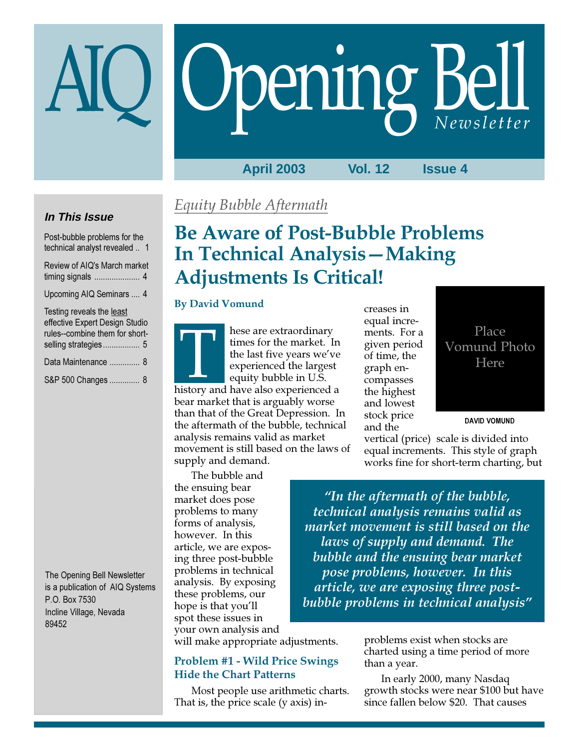# AIQ Opening Bell Newsletter

April 2003 Vol. 12 Issue 4

### In This Issue

- Post-bubble problems for the technical analyst revealed .. 1
- Review of AIQ's March market timing signals .................... 4
- Upcoming AIQ Seminars .... 4
- Testing reveals the least effective Expert Design Studio rules--combine them for short-selling strategies................. 5
- Data Maintenance .............. 8
- S&P 500 Changes .............. 8

The Opening Bell Newsletter is a publication of AIQ Systems
P.O. Box 7530
Incline Village, Nevada
89452

*Equity Bubble Aftermath*

## Be Aware of Post-Bubble Problems In Technical Analysis—Making Adjustments Is Critical!

**By David Vomund**

Place Vomund Photo Here

DAVID VOMUND

These are extraordinary times for the market. In the last five years we've experienced the largest equity bubble in U.S. history and have also experienced a bear market that is arguably worse than that of the Great Depression. In the aftermath of the bubble, technical analysis remains valid as market movement is still based on the laws of supply and demand.

The bubble and the ensuing bear market does pose problems to many forms of analysis, however. In this article, we are exposing three post-bubble problems in technical analysis. By exposing these problems, our hope is that you'll spot these issues in your own analysis and will make appropriate adjustments.

*"In the aftermath of the bubble, technical analysis remains valid as market movement is still based on the laws of supply and demand. The bubble and the ensuing bear market pose problems, however. In this article, we are exposing three post-bubble problems in technical analysis"*

### Problem #1 - Wild Price Swings Hide the Chart Patterns

Most people use arithmetic charts. That is, the price scale (y axis) increases in equal increments. For a given period of time, the graph encompasses the highest and lowest stock price and the vertical (price) scale is divided into equal increments. This style of graph works fine for short-term charting, but problems exist when stocks are charted using a time period of more than a year.

In early 2000, many Nasdaq growth stocks were near $100 but have since fallen below $20. That causes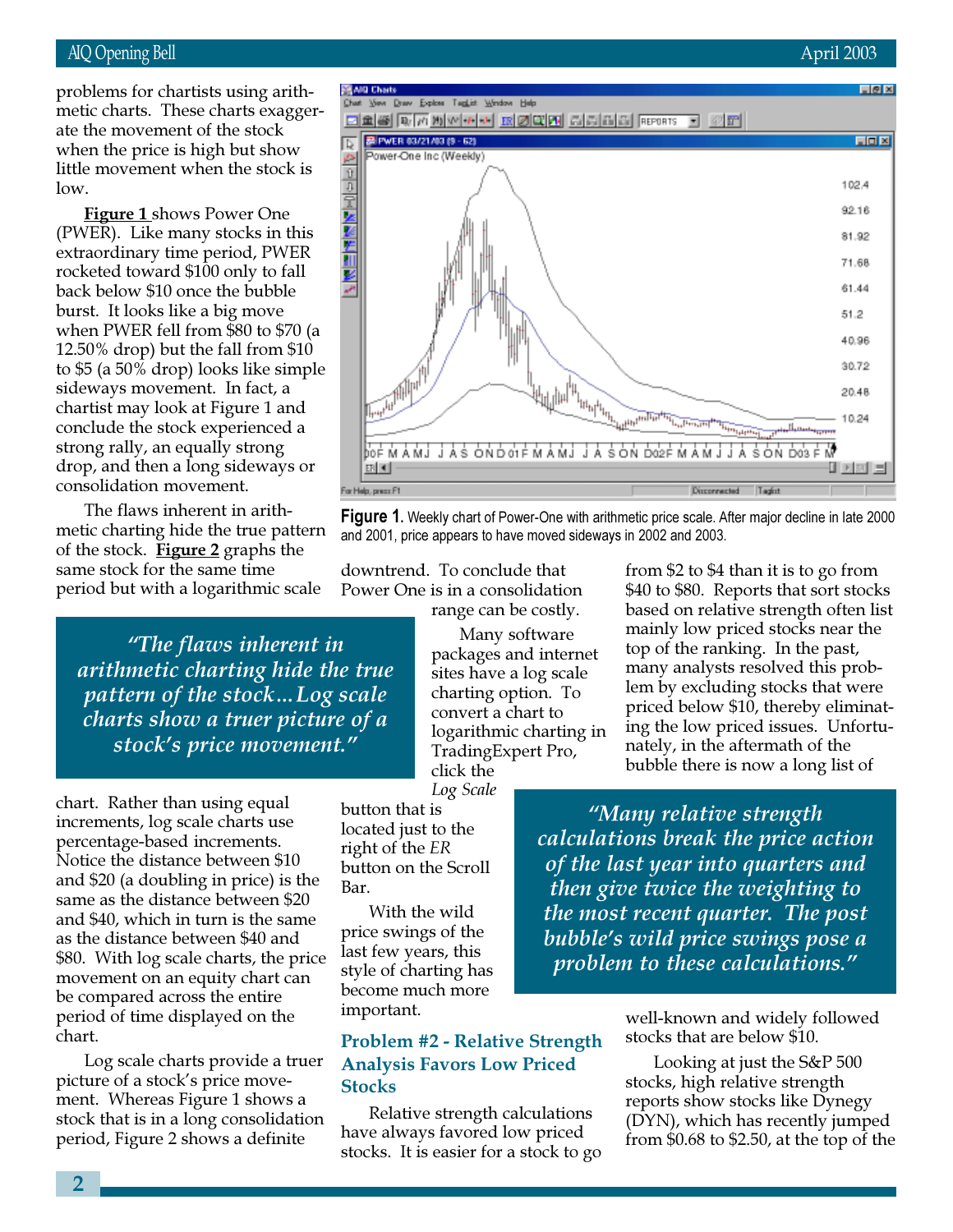problems for chartists using arithmetic charts. These charts exaggerate the movement of the stock when the price is high but show little movement when the stock is low.

**Figure 1** shows Power One (PWER). Like many stocks in this extraordinary time period, PWER rocketed toward $100 only to fall back below $10 once the bubble burst. It looks like a big move when PWER fell from $80 to $70 (a 12.50% drop) but the fall from $10 to $5 (a 50% drop) looks like simple sideways movement. In fact, a chartist may look at Figure 1 and conclude the stock experienced a strong rally, an equally strong drop, and then a long sideways or consolidation movement.

The flaws inherent in arithmetic charting hide the true pattern of the stock. **Figure 2** graphs the same stock for the same time period but with a logarithmic scale chart. Rather than using equal increments, log scale charts use percentage-based increments. Notice the distance between $10 and $20 (a doubling in price) is the same as the distance between $20 and $40, which in turn is the same as the distance between $40 and $80. With log scale charts, the price movement on an equity chart can be compared across the entire period of time displayed on the chart.

> *"The flaws inherent in arithmetic charting hide the true pattern of the stock…Log scale charts show a truer picture of a stock's price movement."*

Log scale charts provide a truer picture of a stock's price movement. Whereas Figure 1 shows a stock that is in a long consolidation period, Figure 2 shows a definite downtrend. To conclude that Power One is in a consolidation range can be costly.

**Figure 1.** Weekly chart of Power-One with arithmetic price scale. After major decline in late 2000 and 2001, price appears to have moved sideways in 2002 and 2003.

Many software packages and internet sites have a log scale charting option. To convert a chart to logarithmic charting in TradingExpert Pro, click the *Log Scale* button that is located just to the right of the *ER* button on the Scroll Bar.

With the wild price swings of the last few years, this style of charting has become much more important.

### Problem #2 - Relative Strength Analysis Favors Low Priced Stocks

Relative strength calculations have always favored low priced stocks. It is easier for a stock to go from $2 to $4 than it is to go from $40 to $80. Reports that sort stocks based on relative strength often list mainly low priced stocks near the top of the ranking. In the past, many analysts resolved this problem by excluding stocks that were priced below $10, thereby eliminating the low priced issues. Unfortunately, in the aftermath of the bubble there is now a long list of well-known and widely followed stocks that are below $10.

> *"Many relative strength calculations break the price action of the last year into quarters and then give twice the weighting to the most recent quarter. The post bubble's wild price swings pose a problem to these calculations."*

Looking at just the S&P 500 stocks, high relative strength reports show stocks like Dynegy (DYN), which has recently jumped from $0.68 to $2.50, at the top of the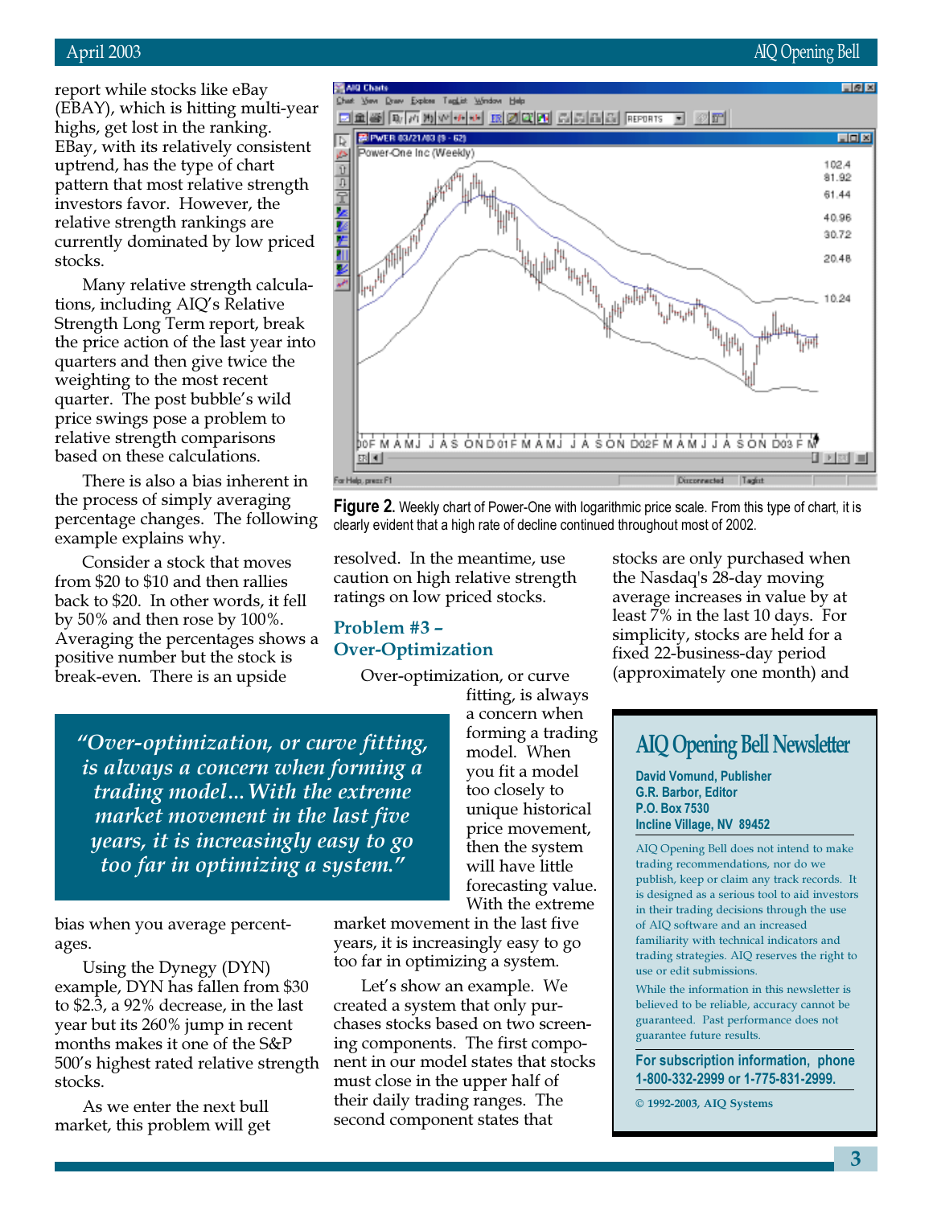report while stocks like eBay (EBAY), which is hitting multi-year highs, get lost in the ranking. EBay, with its relatively consistent uptrend, has the type of chart pattern that most relative strength investors favor. However, the relative strength rankings are currently dominated by low priced stocks.

Many relative strength calculations, including AIQ's Relative Strength Long Term report, break the price action of the last year into quarters and then give twice the weighting to the most recent quarter. The post bubble's wild price swings pose a problem to relative strength comparisons based on these calculations.

There is also a bias inherent in the process of simply averaging percentage changes. The following example explains why.

Consider a stock that moves from $20 to $10 and then rallies back to $20. In other words, it fell by 50% and then rose by 100%. Averaging the percentages shows a positive number but the stock is break-even. There is an upside bias when you average percentages.

Using the Dynegy (DYN) example, DYN has fallen from $30 to $2.3, a 92% decrease, in the last year but its 260% jump in recent months makes it one of the S&P 500's highest rated relative strength stocks.

As we enter the next bull market, this problem will get resolved. In the meantime, use caution on high relative strength ratings on low priced stocks.

**Figure 2.** Weekly chart of Power-One with logarithmic price scale. From this type of chart, it is clearly evident that a high rate of decline continued throughout most of 2002.

## Problem #3 – Over-Optimization

Over-optimization, or curve fitting, is always a concern when forming a trading model. When you fit a model too closely to unique historical price movement, then the system will have little forecasting value. With the extreme market movement in the last five years, it is increasingly easy to go too far in optimizing a system.

> *"Over-optimization, or curve fitting, is always a concern when forming a trading model…With the extreme market movement in the last five years, it is increasingly easy to go too far in optimizing a system."*

Let's show an example. We created a system that only purchases stocks based on two screening components. The first component in our model states that stocks must close in the upper half of their daily trading ranges. The second component states that stocks are only purchased when the Nasdaq's 28-day moving average increases in value by at least 7% in the last 10 days. For simplicity, stocks are held for a fixed 22-business-day period (approximately one month) and

---

**AIQ Opening Bell Newsletter**

**David Vomund, Publisher**
**G.R. Barbor, Editor**
**P.O. Box 7530**
**Incline Village, NV 89452**

AIQ Opening Bell does not intend to make trading recommendations, nor do we publish, keep or claim any track records. It is designed as a serious tool to aid investors in their trading decisions through the use of AIQ software and an increased familiarity with technical indicators and trading strategies. AIQ reserves the right to use or edit submissions.

While the information in this newsletter is believed to be reliable, accuracy cannot be guaranteed. Past performance does not guarantee future results.

**For subscription information, phone 1-800-332-2999 or 1-775-831-2999.**

© 1992-2003, AIQ Systems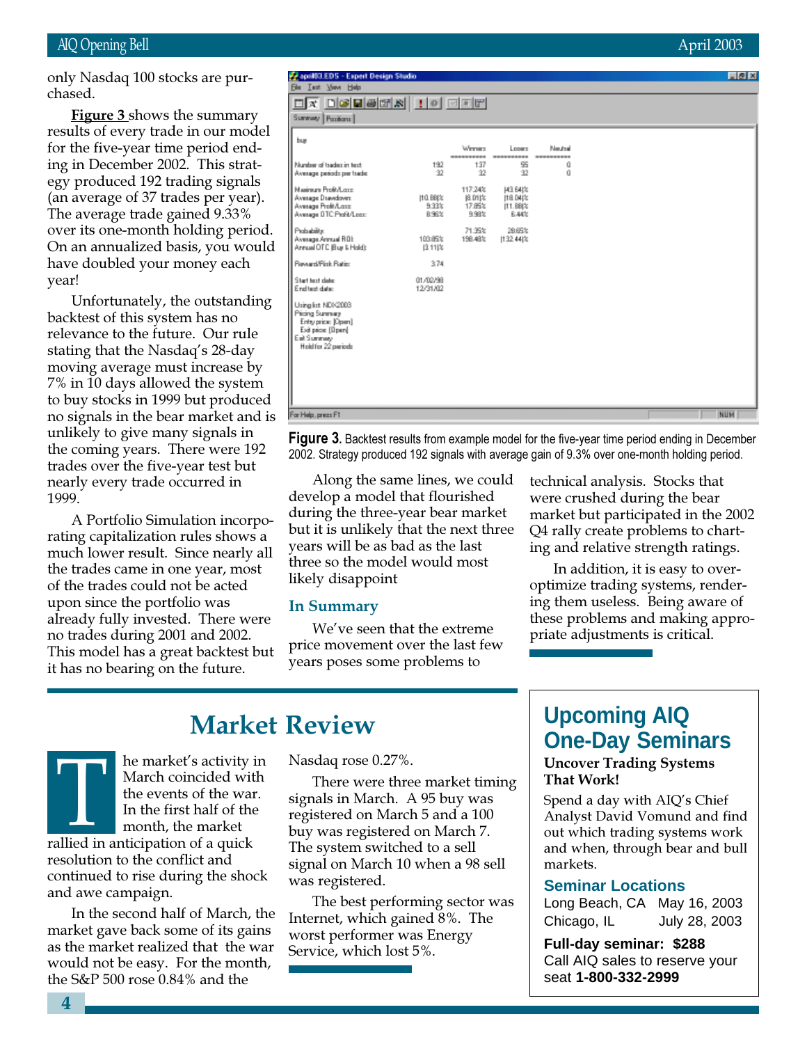only Nasdaq 100 stocks are purchased.

**Figure 3** shows the summary results of every trade in our model for the five-year time period ending in December 2002. This strategy produced 192 trading signals (an average of 37 trades per year). The average trade gained 9.33% over its one-month holding period. On an annualized basis, you would have doubled your money each year!

Unfortunately, the outstanding backtest of this system has no relevance to the future. Our rule stating that the Nasdaq's 28-day moving average must increase by 7% in 10 days allowed the system to buy stocks in 1999 but produced no signals in the bear market and is unlikely to give many signals in the coming years. There were 192 trades over the five-year test but nearly every trade occurred in 1999.

A Portfolio Simulation incorporating capitalization rules shows a much lower result. Since nearly all the trades came in one year, most of the trades could not be acted upon since the portfolio was already fully invested. There were no trades during 2001 and 2002. This model has a great backtest but it has no bearing on the future.

| buy | | Winners | Losers | Neutral |
|---|---|---|---|---|
| Number of trades in test: | 192 | 137 | 55 | 0 |
| Average periods per trade: | 32 | 32 | 32 | 0 |
| Maximum Profit/Loss: | | 117.24% | (43.64)% | |
| Average Drawdown: | (10.88)% | (8.01)% | (18.04)% | |
| Average Profit/Loss: | 9.33% | 17.85% | (11.88)% | |
| Average OTC Profit/Loss: | 8.96% | 9.98% | 6.44% | |
| Probability: | | 71.35% | 28.65% | |
| Average Annual ROI: | 103.85% | 198.48% | (132.44)% | |
| Annual OTC (Buy & Hold): | (3.11)% | | | |
| Reward/Risk Ratio: | 3.74 | | | |
| Start test date: | 01/02/98 | | | |
| End test date: | 12/31/02 | | | |

Using list: NDX2003
Pricing Summary
Entry price: [Open]
Exit price: [Open]
Exit Summary
Hold for 22 periods

**Figure 3.** Backtest results from example model for the five-year time period ending in December 2002. Strategy produced 192 signals with average gain of 9.3% over one-month holding period.

Along the same lines, we could develop a model that flourished during the three-year bear market but it is unlikely that the next three years will be as bad as the last three so the model would most likely disappoint

### In Summary

We've seen that the extreme price movement over the last few years poses some problems to technical analysis. Stocks that were crushed during the bear market but participated in the 2002 Q4 rally create problems to charting and relative strength ratings.

In addition, it is easy to over-optimize trading systems, rendering them useless. Being aware of these problems and making appropriate adjustments is critical.

## Market Review

The market's activity in March coincided with the events of the war. In the first half of the month, the market rallied in anticipation of a quick resolution to the conflict and continued to rise during the shock and awe campaign.

In the second half of March, the market gave back some of its gains as the market realized that the war would not be easy. For the month, the S&P 500 rose 0.84% and the Nasdaq rose 0.27%.

There were three market timing signals in March. A 95 buy was registered on March 5 and a 100 buy was registered on March 7. The system switched to a sell signal on March 10 when a 98 sell was registered.

The best performing sector was Internet, which gained 8%. The worst performer was Energy Service, which lost 5%.

## Upcoming AIQ One-Day Seminars

**Uncover Trading Systems That Work!**

Spend a day with AIQ's Chief Analyst David Vomund and find out which trading systems work and when, through bear and bull markets.

### Seminar Locations

Long Beach, CA — May 16, 2003
Chicago, IL — July 28, 2003

**Full-day seminar: $288**
Call AIQ sales to reserve your seat **1-800-332-2999**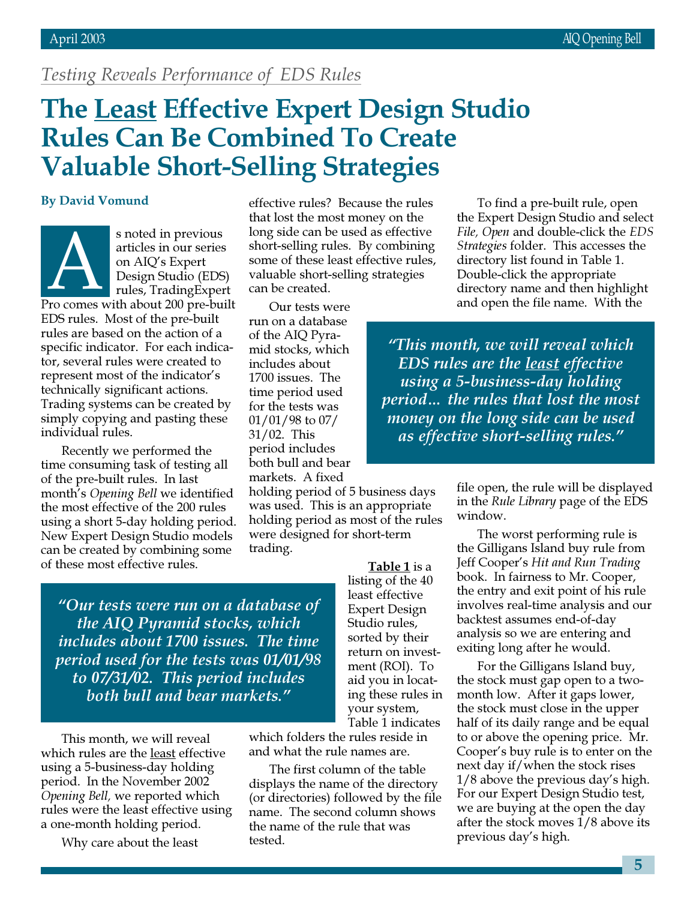*Testing Reveals Performance of EDS Rules*

# The Least Effective Expert Design Studio Rules Can Be Combined To Create Valuable Short-Selling Strategies

**By David Vomund**

As noted in previous articles in our series on AIQ's Expert Design Studio (EDS) rules, TradingExpert Pro comes with about 200 pre-built EDS rules. Most of the pre-built rules are based on the action of a specific indicator. For each indicator, several rules were created to represent most of the indicator's technically significant actions. Trading systems can be created by simply copying and pasting these individual rules.

Recently we performed the time consuming task of testing all of the pre-built rules. In last month's *Opening Bell* we identified the most effective of the 200 rules using a short 5-day holding period. New Expert Design Studio models can be created by combining some of these most effective rules.

> *"Our tests were run on a database of the AIQ Pyramid stocks, which includes about 1700 issues. The time period used for the tests was 01/01/98 to 07/31/02. This period includes both bull and bear markets."*

This month, we will reveal which rules are the least effective using a 5-business-day holding period. In the November 2002 *Opening Bell,* we reported which rules were the least effective using a one-month holding period.

Why care about the least effective rules? Because the rules that lost the most money on the long side can be used as effective short-selling rules. By combining some of these least effective rules, valuable short-selling strategies can be created.

Our tests were run on a database of the AIQ Pyramid stocks, which includes about 1700 issues. The time period used for the tests was 01/01/98 to 07/31/02. This period includes both bull and bear markets. A fixed holding period of 5 business days was used. This is an appropriate holding period as most of the rules were designed for short-term trading.

**Table 1** is a listing of the 40 least effective Expert Design Studio rules, sorted by their return on investment (ROI). To aid you in locating these rules in your system, Table 1 indicates which folders the rules reside in and what the rule names are.

The first column of the table displays the name of the directory (or directories) followed by the file name. The second column shows the name of the rule that was tested.

To find a pre-built rule, open the Expert Design Studio and select *File, Open* and double-click the *EDS Strategies* folder. This accesses the directory list found in Table 1. Double-click the appropriate directory name and then highlight and open the file name. With the file open, the rule will be displayed in the *Rule Library* page of the EDS window.

> *"This month, we will reveal which EDS rules are the least effective using a 5-business-day holding period... the rules that lost the most money on the long side can be used as effective short-selling rules."*

The worst performing rule is the Gilligans Island buy rule from Jeff Cooper's *Hit and Run Trading* book. In fairness to Mr. Cooper, the entry and exit point of his rule involves real-time analysis and our backtest assumes end-of-day analysis so we are entering and exiting long after he would.

For the Gilligans Island buy, the stock must gap open to a two-month low. After it gaps lower, the stock must close in the upper half of its daily range and be equal to or above the opening price. Mr. Cooper's buy rule is to enter on the next day if/when the stock rises 1/8 above the previous day's high. For our Expert Design Studio test, we are buying at the open the day after the stock moves 1/8 above its previous day's high.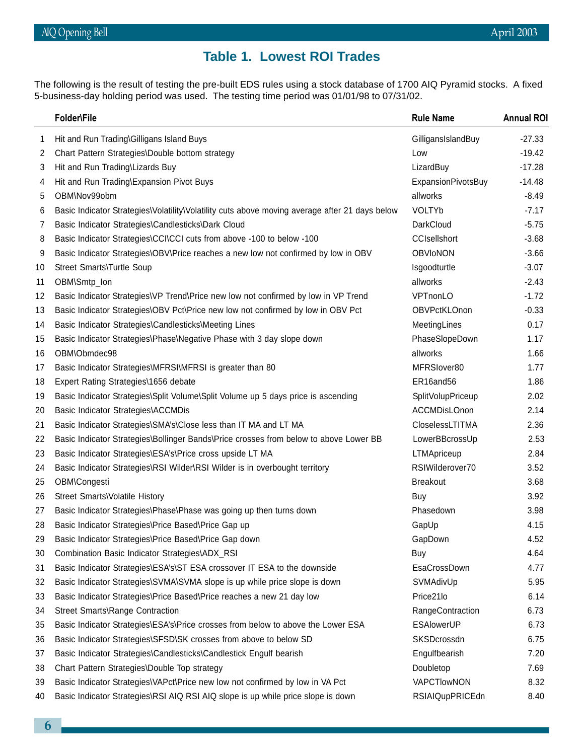## Table 1. Lowest ROI Trades

The following is the result of testing the pre-built EDS rules using a stock database of 1700 AIQ Pyramid stocks. A fixed 5-business-day holding period was used. The testing time period was 01/01/98 to 07/31/02.

| | Folder\File | Rule Name | Annual ROI |
|---|---|---|---|
| 1 | Hit and Run Trading\Gilligans Island Buys | GilligansIslandBuy | -27.33 |
| 2 | Chart Pattern Strategies\Double bottom strategy | Low | -19.42 |
| 3 | Hit and Run Trading\Lizards Buy | LizardBuy | -17.28 |
| 4 | Hit and Run Trading\Expansion Pivot Buys | ExpansionPivotsBuy | -14.48 |
| 5 | OBM\Nov99obm | allworks | -8.49 |
| 6 | Basic Indicator Strategies\Volatility\Volatility cuts above moving average after 21 days below | VOLTYb | -7.17 |
| 7 | Basic Indicator Strategies\Candlesticks\Dark Cloud | DarkCloud | -5.75 |
| 8 | Basic Indicator Strategies\CCI\CCI cuts from above -100 to below -100 | CCIsellshort | -3.68 |
| 9 | Basic Indicator Strategies\OBV\Price reaches a new low not confirmed by low in OBV | OBVloNON | -3.66 |
| 10 | Street Smarts\Turtle Soup | lsgoodturtle | -3.07 |
| 11 | OBM\Smtp_lon | allworks | -2.43 |
| 12 | Basic Indicator Strategies\VP Trend\Price new low not confirmed by low in VP Trend | VPTnonLO | -1.72 |
| 13 | Basic Indicator Strategies\OBV Pct\Price new low not confirmed by low in OBV Pct | OBVPctKLOnon | -0.33 |
| 14 | Basic Indicator Strategies\Candlesticks\Meeting Lines | MeetingLines | 0.17 |
| 15 | Basic Indicator Strategies\Phase\Negative Phase with 3 day slope down | PhaseSlopeDown | 1.17 |
| 16 | OBM\Obmdec98 | allworks | 1.66 |
| 17 | Basic Indicator Strategies\MFRSI\MFRSI is greater than 80 | MFRSIover80 | 1.77 |
| 18 | Expert Rating Strategies\1656 debate | ER16and56 | 1.86 |
| 19 | Basic Indicator Strategies\Split Volume\Split Volume up 5 days price is ascending | SplitVolupPriceup | 2.02 |
| 20 | Basic Indicator Strategies\ACCMDis | ACCMDisLOnon | 2.14 |
| 21 | Basic Indicator Strategies\SMA's\Close less than IT MA and LT MA | CloselessLTITMA | 2.36 |
| 22 | Basic Indicator Strategies\Bollinger Bands\Price crosses from below to above Lower BB | LowerBBcrossUp | 2.53 |
| 23 | Basic Indicator Strategies\ESA's\Price cross upside LT MA | LTMApriceup | 2.84 |
| 24 | Basic Indicator Strategies\RSI Wilder\RSI Wilder is in overbought territory | RSIWilderover70 | 3.52 |
| 25 | OBM\Congesti | Breakout | 3.68 |
| 26 | Street Smarts\Volatile History | Buy | 3.92 |
| 27 | Basic Indicator Strategies\Phase\Phase was going up then turns down | Phasedown | 3.98 |
| 28 | Basic Indicator Strategies\Price Based\Price Gap up | GapUp | 4.15 |
| 29 | Basic Indicator Strategies\Price Based\Price Gap down | GapDown | 4.52 |
| 30 | Combination Basic Indicator Strategies\ADX_RSI | Buy | 4.64 |
| 31 | Basic Indicator Strategies\ESA's\ST ESA crossover IT ESA to the downside | EsaCrossDown | 4.77 |
| 32 | Basic Indicator Strategies\SVMA\SVMA slope is up while price slope is down | SVMAdivUp | 5.95 |
| 33 | Basic Indicator Strategies\Price Based\Price reaches a new 21 day low | Price21lo | 6.14 |
| 34 | Street Smarts\Range Contraction | RangeContraction | 6.73 |
| 35 | Basic Indicator Strategies\ESA's\Price crosses from below to above the Lower ESA | ESAlowerUP | 6.73 |
| 36 | Basic Indicator Strategies\SFSD\SK crosses from above to below SD | SKSDcrossdn | 6.75 |
| 37 | Basic Indicator Strategies\Candlesticks\Candlestick Engulf bearish | Engulfbearish | 7.20 |
| 38 | Chart Pattern Strategies\Double Top strategy | Doubletop | 7.69 |
| 39 | Basic Indicator Strategies\VAPct\Price new low not confirmed by low in VA Pct | VAPCTlowNON | 8.32 |
| 40 | Basic Indicator Strategies\RSI AIQ RSI AIQ slope is up while price slope is down | RSIAIQupPRICEdn | 8.40 |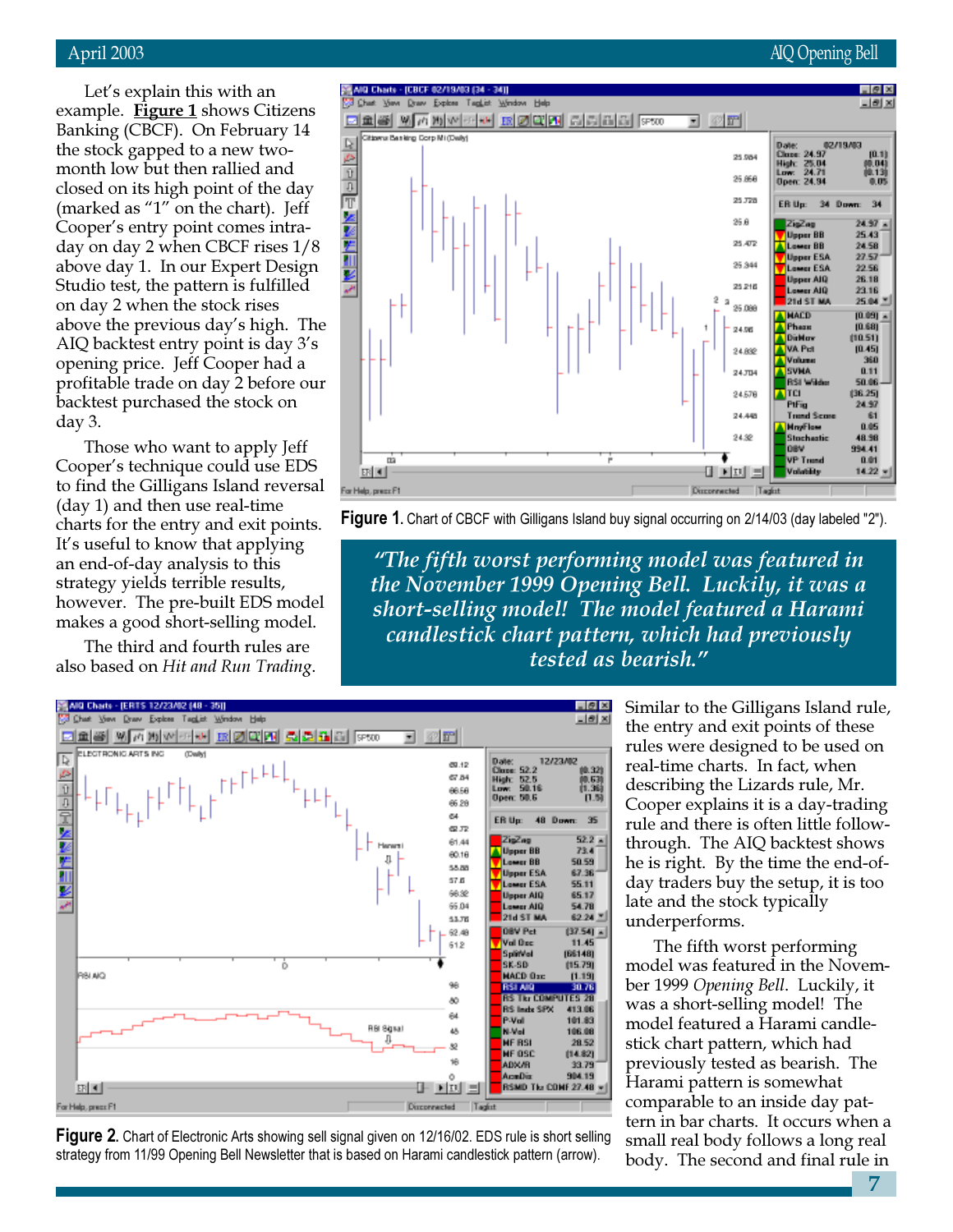Let's explain this with an example. **Figure 1** shows Citizens Banking (CBCF). On February 14 the stock gapped to a new two-month low but then rallied and closed on its high point of the day (marked as "1" on the chart). Jeff Cooper's entry point comes intraday on day 2 when CBCF rises 1/8 above day 1. In our Expert Design Studio test, the pattern is fulfilled on day 2 when the stock rises above the previous day's high. The AIQ backtest entry point is day 3's opening price. Jeff Cooper had a profitable trade on day 2 before our backtest purchased the stock on day 3.

Those who want to apply Jeff Cooper's technique could use EDS to find the Gilligans Island reversal (day 1) and then use real-time charts for the entry and exit points. It's useful to know that applying an end-of-day analysis to this strategy yields terrible results, however. The pre-built EDS model makes a good short-selling model.

The third and fourth rules are also based on *Hit and Run Trading*.

**Figure 1.** Chart of CBCF with Gilligans Island buy signal occurring on 2/14/03 (day labeled "2").

> *"The fifth worst performing model was featured in the November 1999 Opening Bell. Luckily, it was a short-selling model! The model featured a Harami candlestick chart pattern, which had previously tested as bearish."*

**Figure 2.** Chart of Electronic Arts showing sell signal given on 12/16/02. EDS rule is short selling strategy from 11/99 Opening Bell Newsletter that is based on Harami candlestick pattern (arrow).

Similar to the Gilligans Island rule, the entry and exit points of these rules were designed to be used on real-time charts. In fact, when describing the Lizards rule, Mr. Cooper explains it is a day-trading rule and there is often little follow-through. The AIQ backtest shows he is right. By the time the end-of-day traders buy the setup, it is too late and the stock typically underperforms.

The fifth worst performing model was featured in the November 1999 *Opening Bell*. Luckily, it was a short-selling model! The model featured a Harami candlestick chart pattern, which had previously tested as bearish. The Harami pattern is somewhat comparable to an inside day pattern in bar charts. It occurs when a small real body follows a long real body. The second and final rule in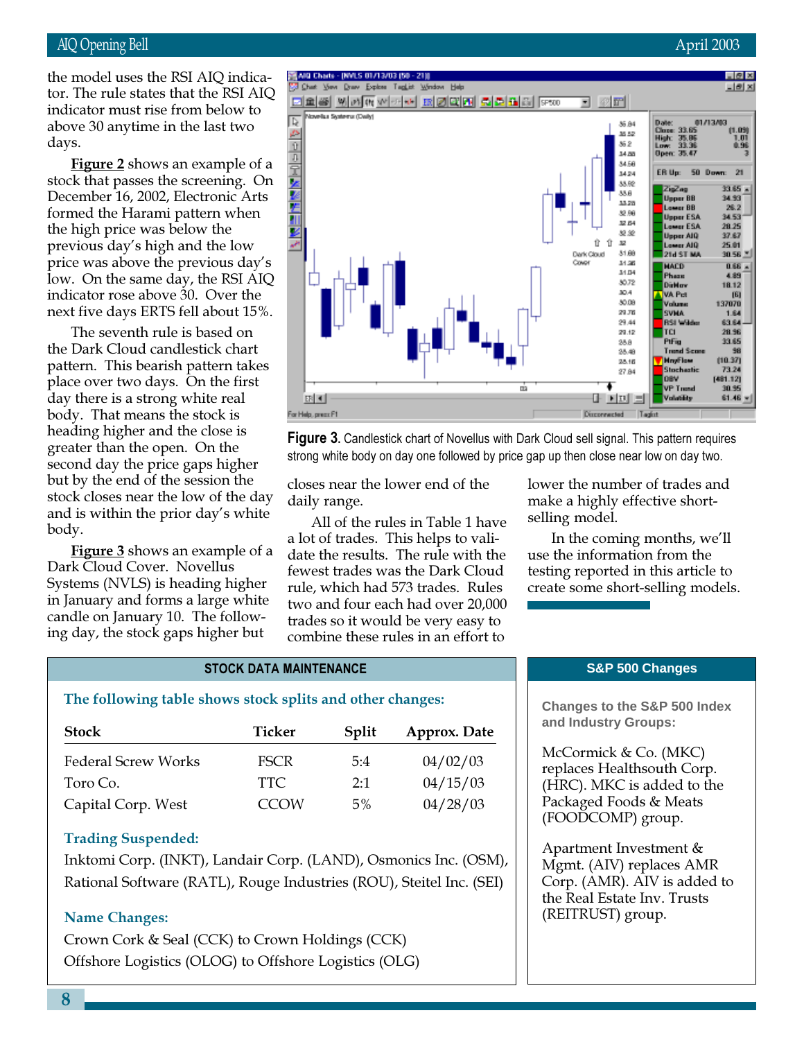the model uses the RSI AIQ indicator. The rule states that the RSI AIQ indicator must rise from below to above 30 anytime in the last two days.

**Figure 2** shows an example of a stock that passes the screening. On December 16, 2002, Electronic Arts formed the Harami pattern when the high price was below the previous day's high and the low price was above the previous day's low. On the same day, the RSI AIQ indicator rose above 30. Over the next five days ERTS fell about 15%.

The seventh rule is based on the Dark Cloud candlestick chart pattern. This bearish pattern takes place over two days. On the first day there is a strong white real body. That means the stock is heading higher and the close is greater than the open. On the second day the price gaps higher but by the end of the session the stock closes near the low of the day and is within the prior day's white body.

**Figure 3** shows an example of a Dark Cloud Cover. Novellus Systems (NVLS) is heading higher in January and forms a large white candle on January 10. The following day, the stock gaps higher but closes near the lower end of the daily range.

**Figure 3.** Candlestick chart of Novellus with Dark Cloud sell signal. This pattern requires strong white body on day one followed by price gap up then close near low on day two.

All of the rules in Table 1 have a lot of trades. This helps to validate the results. The rule with the fewest trades was the Dark Cloud rule, which had 573 trades. Rules two and four each had over 20,000 trades so it would be very easy to combine these rules in an effort to lower the number of trades and make a highly effective short-selling model.

In the coming months, we'll use the information from the testing reported in this article to create some short-selling models.

## STOCK DATA MAINTENANCE

**The following table shows stock splits and other changes:**

| Stock | Ticker | Split | Approx. Date |
|---|---|---|---|
| Federal Screw Works | FSCR | 5:4 | 04/02/03 |
| Toro Co. | TTC | 2:1 | 04/15/03 |
| Capital Corp. West | CCOW | 5% | 04/28/03 |

**Trading Suspended:**

Inktomi Corp. (INKT), Landair Corp. (LAND), Osmonics Inc. (OSM), Rational Software (RATL), Rouge Industries (ROU), Steitel Inc. (SEI)

**Name Changes:**

Crown Cork & Seal (CCK) to Crown Holdings (CCK)
Offshore Logistics (OLOG) to Offshore Logistics (OLG)

## S&P 500 Changes

**Changes to the S&P 500 Index and Industry Groups:**

McCormick & Co. (MKC) replaces Healthsouth Corp. (HRC). MKC is added to the Packaged Foods & Meats (FOODCOMP) group.

Apartment Investment & Mgmt. (AIV) replaces AMR Corp. (AMR). AIV is added to the Real Estate Inv. Trusts (REITRUST) group.